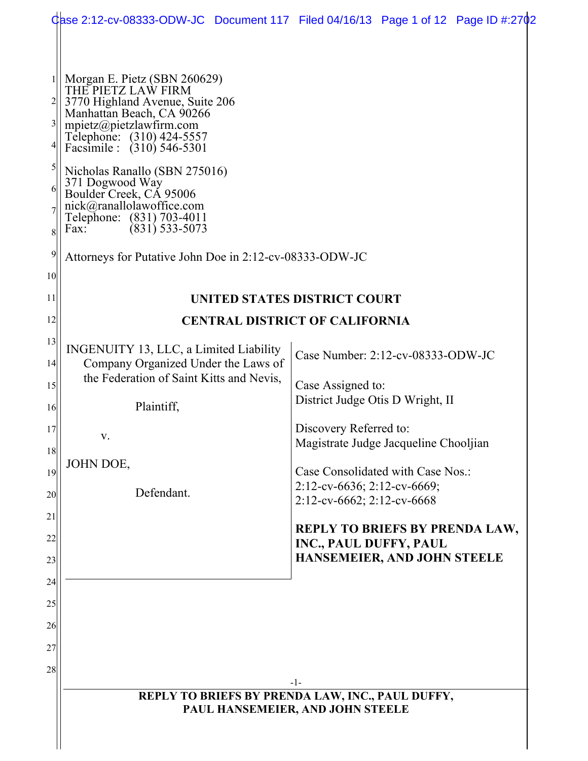Morgan E. Pietz (SBN 260629)
THE PIETZ LAW FIRM
3770 Highland Avenue, Suite 206
Manhattan Beach, CA 90266
mpietz@pietzlawfirm.com
Telephone: (310) 424-5557
Facsimile : (310) 546-5301

Nicholas Ranallo (SBN 275016)
371 Dogwood Way
Boulder Creek, CA 95006
nick@ranallolawoffice.com
Telephone: (831) 703-4011
Fax: (831) 533-5073

Attorneys for Putative John Doe in 2:12-cv-08333-ODW-JC

**UNITED STATES DISTRICT COURT**

**CENTRAL DISTRICT OF CALIFORNIA**

| | |
|---|---|
| INGENUITY 13, LLC, a Limited Liability Company Organized Under the Laws of the Federation of Saint Kitts and Nevis,<br><br>Plaintiff,<br><br>v.<br><br>JOHN DOE,<br><br>Defendant. | Case Number: 2:12-cv-08333-ODW-JC<br><br>Case Assigned to:<br>District Judge Otis D Wright, II<br><br>Discovery Referred to:<br>Magistrate Judge Jacqueline Chooljian<br><br>Case Consolidated with Case Nos.:<br>2:12-cv-6636; 2:12-cv-6669;<br>2:12-cv-6662; 2:12-cv-6668<br><br>**REPLY TO BRIEFS BY PRENDA LAW, INC., PAUL DUFFY, PAUL HANSEMEIER, AND JOHN STEELE** |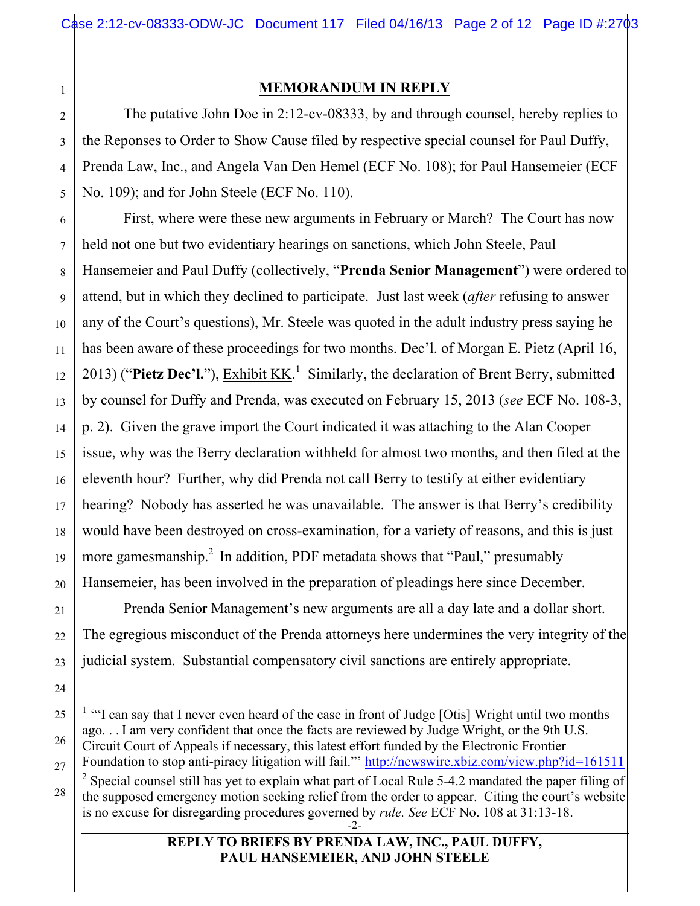## MEMORANDUM IN REPLY

The putative John Doe in 2:12-cv-08333, by and through counsel, hereby replies to the Reponses to Order to Show Cause filed by respective special counsel for Paul Duffy, Prenda Law, Inc., and Angela Van Den Hemel (ECF No. 108); for Paul Hansemeier (ECF No. 109); and for John Steele (ECF No. 110).

First, where were these new arguments in February or March? The Court has now held not one but two evidentiary hearings on sanctions, which John Steele, Paul Hansemeier and Paul Duffy (collectively, "**Prenda Senior Management**") were ordered to attend, but in which they declined to participate. Just last week (*after* refusing to answer any of the Court's questions), Mr. Steele was quoted in the adult industry press saying he has been aware of these proceedings for two months. Dec'l. of Morgan E. Pietz (April 16, 2013) ("**Pietz Dec'l.**"), Exhibit KK.[1] Similarly, the declaration of Brent Berry, submitted by counsel for Duffy and Prenda, was executed on February 15, 2013 (*see* ECF No. 108-3, p. 2). Given the grave import the Court indicated it was attaching to the Alan Cooper issue, why was the Berry declaration withheld for almost two months, and then filed at the eleventh hour? Further, why did Prenda not call Berry to testify at either evidentiary hearing? Nobody has asserted he was unavailable. The answer is that Berry's credibility would have been destroyed on cross-examination, for a variety of reasons, and this is just more gamesmanship.[2] In addition, PDF metadata shows that "Paul," presumably Hansemeier, has been involved in the preparation of pleadings here since December.

Prenda Senior Management's new arguments are all a day late and a dollar short. The egregious misconduct of the Prenda attorneys here undermines the very integrity of the judicial system. Substantial compensatory civil sanctions are entirely appropriate.

---

[1] '"I can say that I never even heard of the case in front of Judge [Otis] Wright until two months ago. . . I am very confident that once the facts are reviewed by Judge Wright, or the 9th U.S. Circuit Court of Appeals if necessary, this latest effort funded by the Electronic Frontier Foundation to stop anti-piracy litigation will fail."' http://newswire.xbiz.com/view.php?id=161511

[2] Special counsel still has yet to explain what part of Local Rule 5-4.2 mandated the paper filing of the supposed emergency motion seeking relief from the order to appear. Citing the court's website is no excuse for disregarding procedures governed by *rule. See* ECF No. 108 at 31:13-18.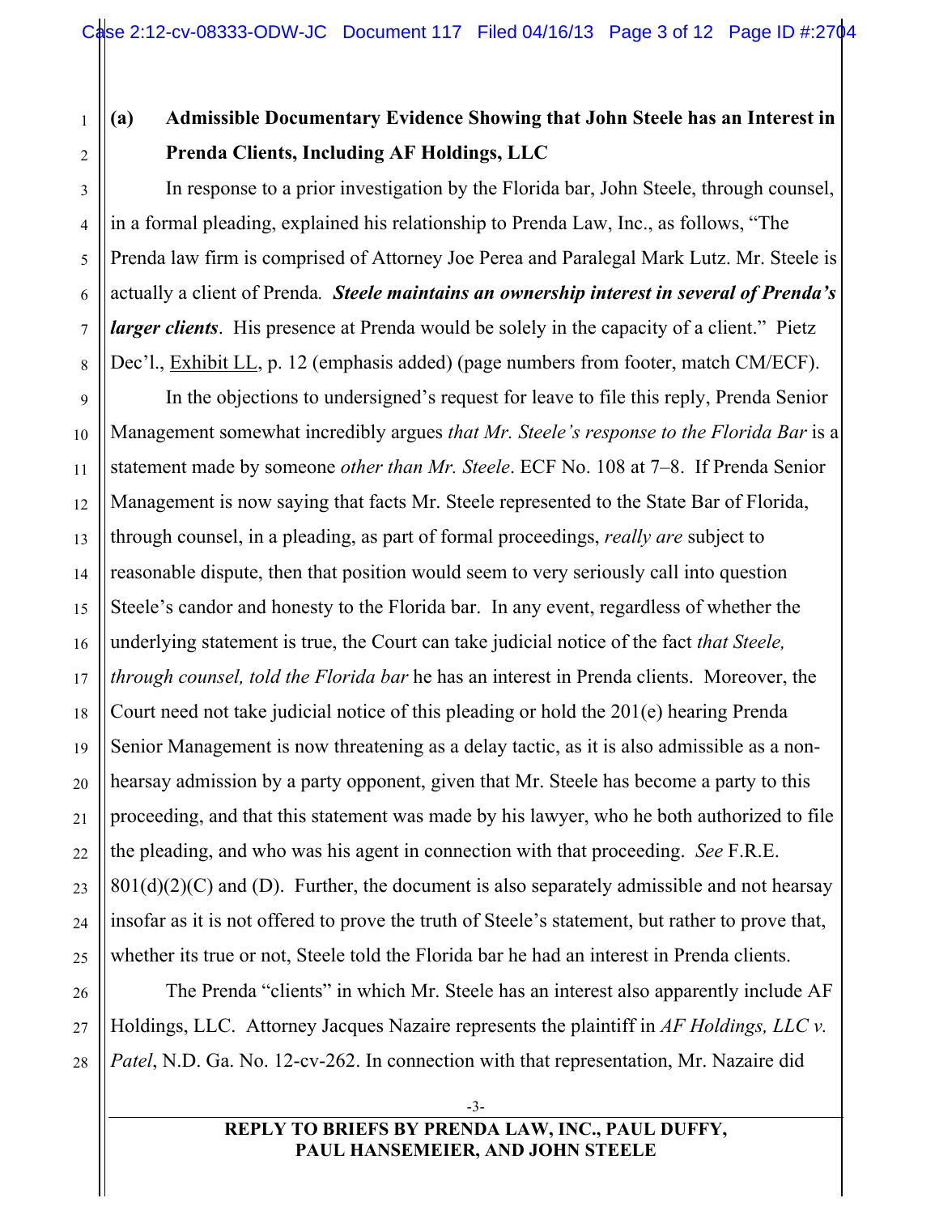### (a) Admissible Documentary Evidence Showing that John Steele has an Interest in Prenda Clients, Including AF Holdings, LLC

In response to a prior investigation by the Florida bar, John Steele, through counsel, in a formal pleading, explained his relationship to Prenda Law, Inc., as follows, "The Prenda law firm is comprised of Attorney Joe Perea and Paralegal Mark Lutz. Mr. Steele is actually a client of Prenda. ***Steele maintains an ownership interest in several of Prenda's larger clients***. His presence at Prenda would be solely in the capacity of a client." Pietz Dec'l., Exhibit LL, p. 12 (emphasis added) (page numbers from footer, match CM/ECF).

In the objections to undersigned's request for leave to file this reply, Prenda Senior Management somewhat incredibly argues *that Mr. Steele's response to the Florida Bar* is a statement made by someone *other than Mr. Steele*. ECF No. 108 at 7–8. If Prenda Senior Management is now saying that facts Mr. Steele represented to the State Bar of Florida, through counsel, in a pleading, as part of formal proceedings, *really are* subject to reasonable dispute, then that position would seem to very seriously call into question Steele's candor and honesty to the Florida bar. In any event, regardless of whether the underlying statement is true, the Court can take judicial notice of the fact *that Steele, through counsel, told the Florida bar* he has an interest in Prenda clients. Moreover, the Court need not take judicial notice of this pleading or hold the 201(e) hearing Prenda Senior Management is now threatening as a delay tactic, as it is also admissible as a non-hearsay admission by a party opponent, given that Mr. Steele has become a party to this proceeding, and that this statement was made by his lawyer, who he both authorized to file the pleading, and who was his agent in connection with that proceeding. *See* F.R.E. 801(d)(2)(C) and (D). Further, the document is also separately admissible and not hearsay insofar as it is not offered to prove the truth of Steele's statement, but rather to prove that, whether its true or not, Steele told the Florida bar he had an interest in Prenda clients.

The Prenda "clients" in which Mr. Steele has an interest also apparently include AF Holdings, LLC. Attorney Jacques Nazaire represents the plaintiff in *AF Holdings, LLC v. Patel*, N.D. Ga. No. 12-cv-262. In connection with that representation, Mr. Nazaire did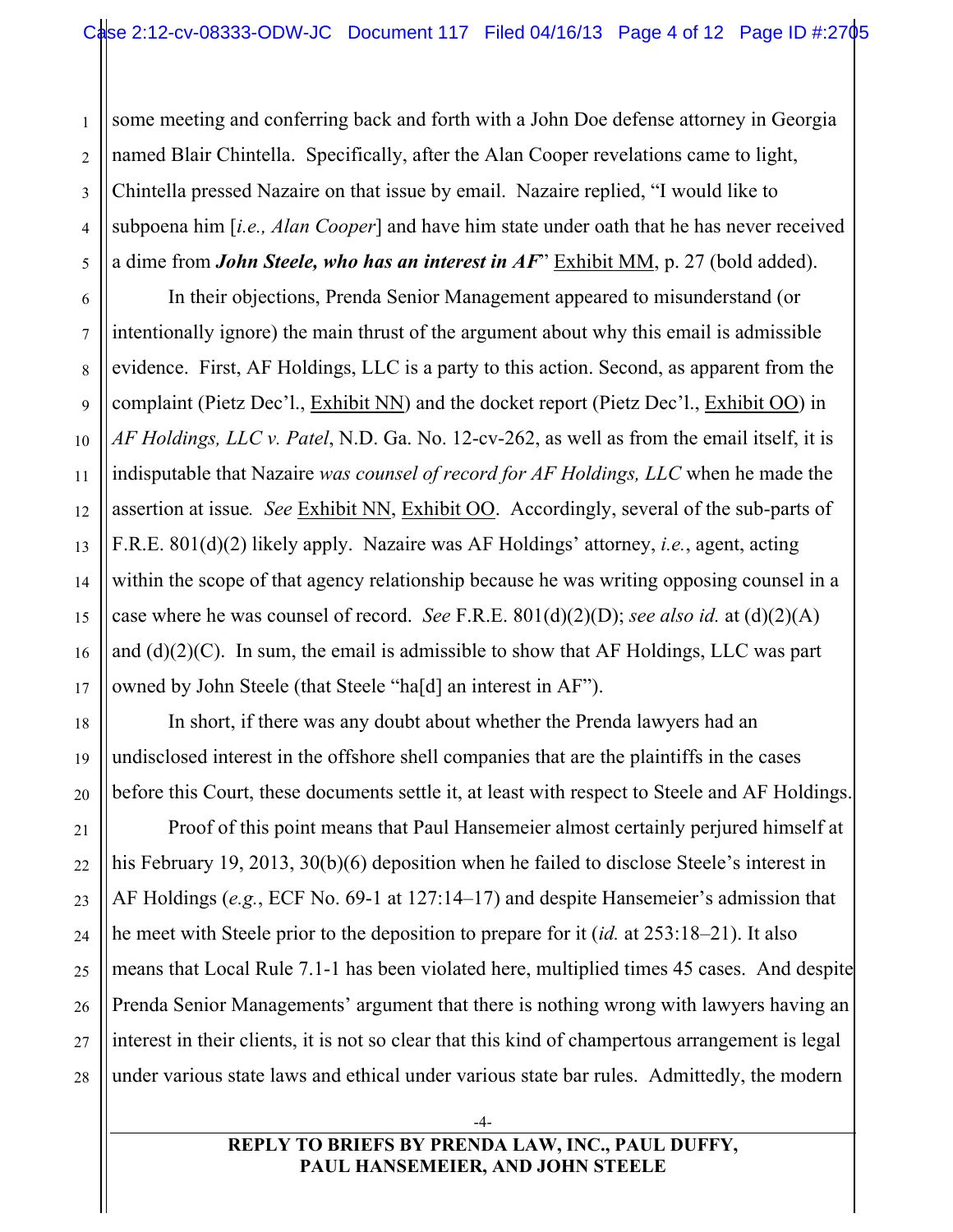some meeting and conferring back and forth with a John Doe defense attorney in Georgia named Blair Chintella. Specifically, after the Alan Cooper revelations came to light, Chintella pressed Nazaire on that issue by email. Nazaire replied, "I would like to subpoena him [*i.e., Alan Cooper*] and have him state under oath that he has never received a dime from ***John Steele, who has an interest in AF***" Exhibit MM, p. 27 (bold added).

In their objections, Prenda Senior Management appeared to misunderstand (or intentionally ignore) the main thrust of the argument about why this email is admissible evidence. First, AF Holdings, LLC is a party to this action. Second, as apparent from the complaint (Pietz Dec'l., Exhibit NN) and the docket report (Pietz Dec'l., Exhibit OO) in *AF Holdings, LLC v. Patel*, N.D. Ga. No. 12-cv-262, as well as from the email itself, it is indisputable that Nazaire *was counsel of record for AF Holdings, LLC* when he made the assertion at issue*. See* Exhibit NN, Exhibit OO. Accordingly, several of the sub-parts of F.R.E. 801(d)(2) likely apply. Nazaire was AF Holdings' attorney, *i.e.*, agent, acting within the scope of that agency relationship because he was writing opposing counsel in a case where he was counsel of record. *See* F.R.E. 801(d)(2)(D); *see also id.* at (d)(2)(A) and (d)(2)(C). In sum, the email is admissible to show that AF Holdings, LLC was part owned by John Steele (that Steele "ha[d] an interest in AF").

In short, if there was any doubt about whether the Prenda lawyers had an undisclosed interest in the offshore shell companies that are the plaintiffs in the cases before this Court, these documents settle it, at least with respect to Steele and AF Holdings.

Proof of this point means that Paul Hansemeier almost certainly perjured himself at his February 19, 2013, 30(b)(6) deposition when he failed to disclose Steele's interest in AF Holdings (*e.g.*, ECF No. 69-1 at 127:14–17) and despite Hansemeier's admission that he meet with Steele prior to the deposition to prepare for it (*id.* at 253:18–21). It also means that Local Rule 7.1-1 has been violated here, multiplied times 45 cases. And despite Prenda Senior Managements' argument that there is nothing wrong with lawyers having an interest in their clients, it is not so clear that this kind of champertous arrangement is legal under various state laws and ethical under various state bar rules. Admittedly, the modern

**REPLY TO BRIEFS BY PRENDA LAW, INC., PAUL DUFFY, PAUL HANSEMEIER, AND JOHN STEELE**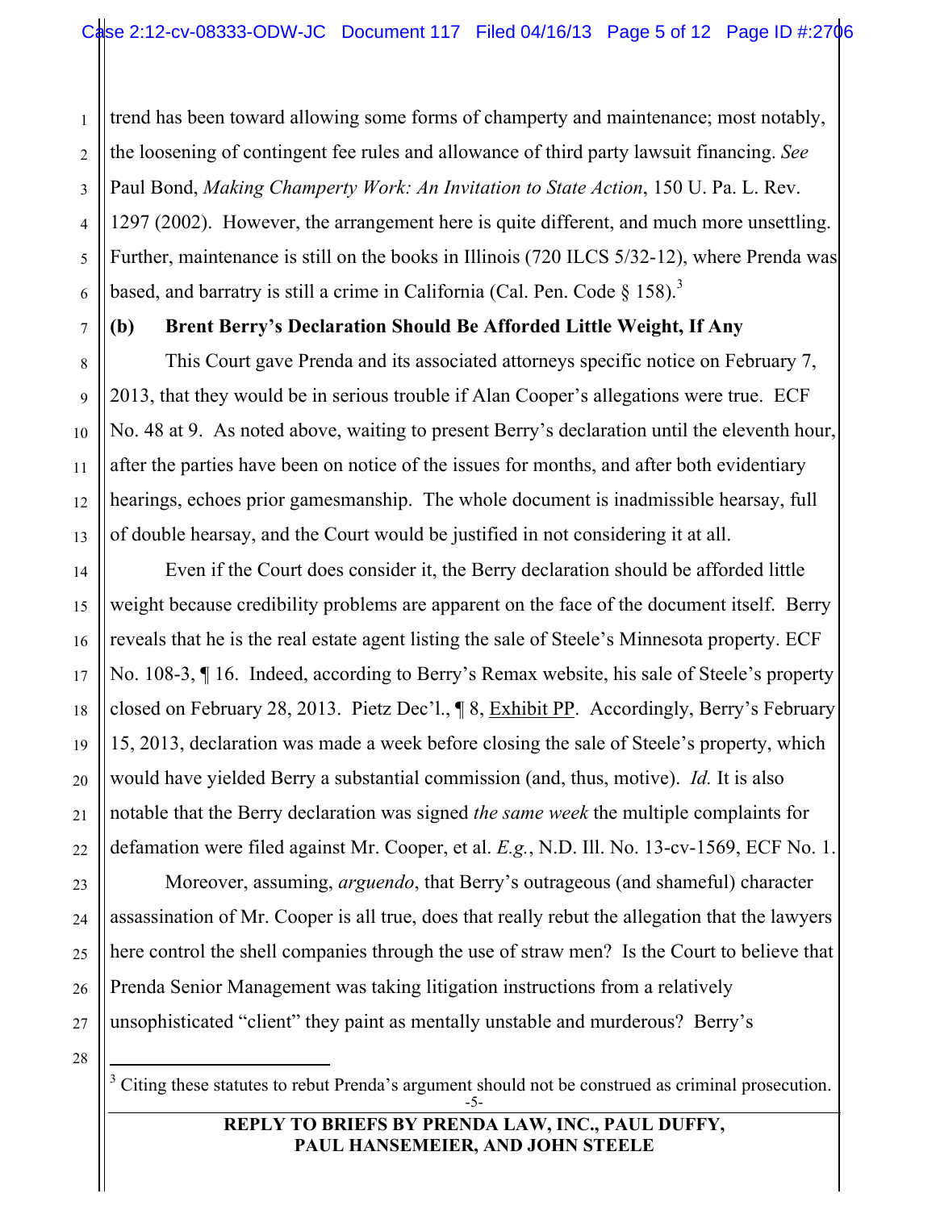trend has been toward allowing some forms of champerty and maintenance; most notably, the loosening of contingent fee rules and allowance of third party lawsuit financing. *See* Paul Bond, *Making Champerty Work: An Invitation to State Action*, 150 U. Pa. L. Rev. 1297 (2002). However, the arrangement here is quite different, and much more unsettling. Further, maintenance is still on the books in Illinois (720 ILCS 5/32-12), where Prenda was based, and barratry is still a crime in California (Cal. Pen. Code § 158).[3]

**(b) Brent Berry's Declaration Should Be Afforded Little Weight, If Any**

This Court gave Prenda and its associated attorneys specific notice on February 7, 2013, that they would be in serious trouble if Alan Cooper's allegations were true. ECF No. 48 at 9. As noted above, waiting to present Berry's declaration until the eleventh hour, after the parties have been on notice of the issues for months, and after both evidentiary hearings, echoes prior gamesmanship. The whole document is inadmissible hearsay, full of double hearsay, and the Court would be justified in not considering it at all.

Even if the Court does consider it, the Berry declaration should be afforded little weight because credibility problems are apparent on the face of the document itself. Berry reveals that he is the real estate agent listing the sale of Steele's Minnesota property. ECF No. 108-3, ¶ 16. Indeed, according to Berry's Remax website, his sale of Steele's property closed on February 28, 2013. Pietz Dec'l., ¶ 8, Exhibit PP. Accordingly, Berry's February 15, 2013, declaration was made a week before closing the sale of Steele's property, which would have yielded Berry a substantial commission (and, thus, motive). *Id.* It is also notable that the Berry declaration was signed *the same week* the multiple complaints for defamation were filed against Mr. Cooper, et al. *E.g.*, N.D. Ill. No. 13-cv-1569, ECF No. 1.

Moreover, assuming, *arguendo*, that Berry's outrageous (and shameful) character assassination of Mr. Cooper is all true, does that really rebut the allegation that the lawyers here control the shell companies through the use of straw men? Is the Court to believe that Prenda Senior Management was taking litigation instructions from a relatively unsophisticated "client" they paint as mentally unstable and murderous? Berry's

---

[3] Citing these statutes to rebut Prenda's argument should not be construed as criminal prosecution.

**REPLY TO BRIEFS BY PRENDA LAW, INC., PAUL DUFFY, PAUL HANSEMEIER, AND JOHN STEELE**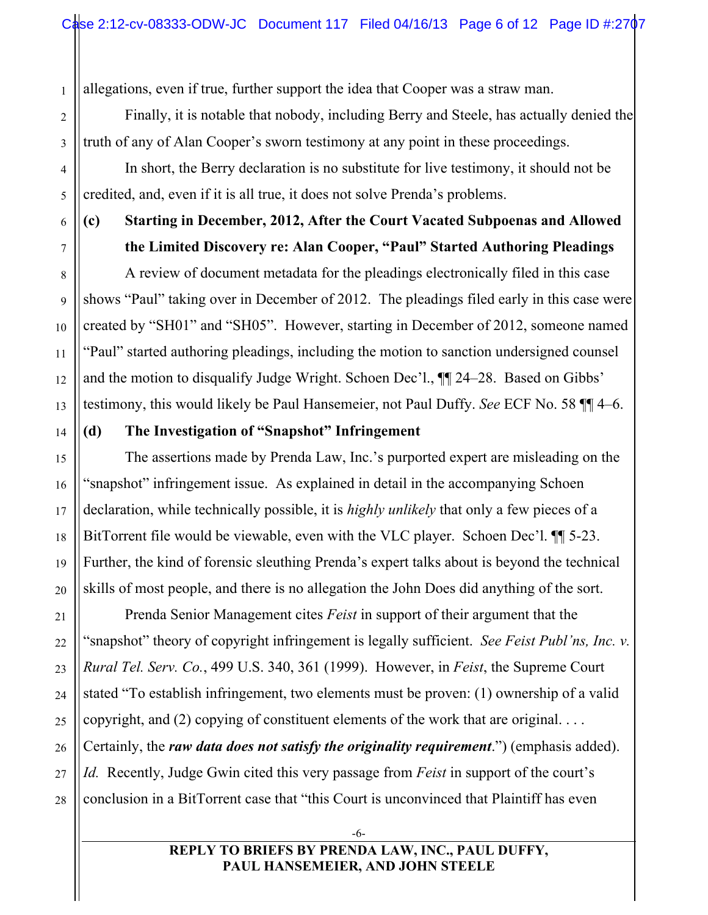allegations, even if true, further support the idea that Cooper was a straw man.

Finally, it is notable that nobody, including Berry and Steele, has actually denied the truth of any of Alan Cooper's sworn testimony at any point in these proceedings.

In short, the Berry declaration is no substitute for live testimony, it should not be credited, and, even if it is all true, it does not solve Prenda's problems.

**(c) Starting in December, 2012, After the Court Vacated Subpoenas and Allowed the Limited Discovery re: Alan Cooper, "Paul" Started Authoring Pleadings**

A review of document metadata for the pleadings electronically filed in this case shows "Paul" taking over in December of 2012. The pleadings filed early in this case were created by "SH01" and "SH05". However, starting in December of 2012, someone named "Paul" started authoring pleadings, including the motion to sanction undersigned counsel and the motion to disqualify Judge Wright. Schoen Dec'l., ¶¶ 24–28. Based on Gibbs' testimony, this would likely be Paul Hansemeier, not Paul Duffy. *See* ECF No. 58 ¶¶ 4–6.

**(d) The Investigation of "Snapshot" Infringement**

The assertions made by Prenda Law, Inc.'s purported expert are misleading on the "snapshot" infringement issue. As explained in detail in the accompanying Schoen declaration, while technically possible, it is *highly unlikely* that only a few pieces of a BitTorrent file would be viewable, even with the VLC player. Schoen Dec'l. ¶¶ 5-23. Further, the kind of forensic sleuthing Prenda's expert talks about is beyond the technical skills of most people, and there is no allegation the John Does did anything of the sort.

Prenda Senior Management cites *Feist* in support of their argument that the "snapshot" theory of copyright infringement is legally sufficient. *See Feist Publ'ns, Inc. v. Rural Tel. Serv. Co.*, 499 U.S. 340, 361 (1999). However, in *Feist*, the Supreme Court stated "To establish infringement, two elements must be proven: (1) ownership of a valid copyright, and (2) copying of constituent elements of the work that are original. . . . Certainly, the ***raw data does not satisfy the originality requirement***.") (emphasis added). *Id.* Recently, Judge Gwin cited this very passage from *Feist* in support of the court's conclusion in a BitTorrent case that "this Court is unconvinced that Plaintiff has even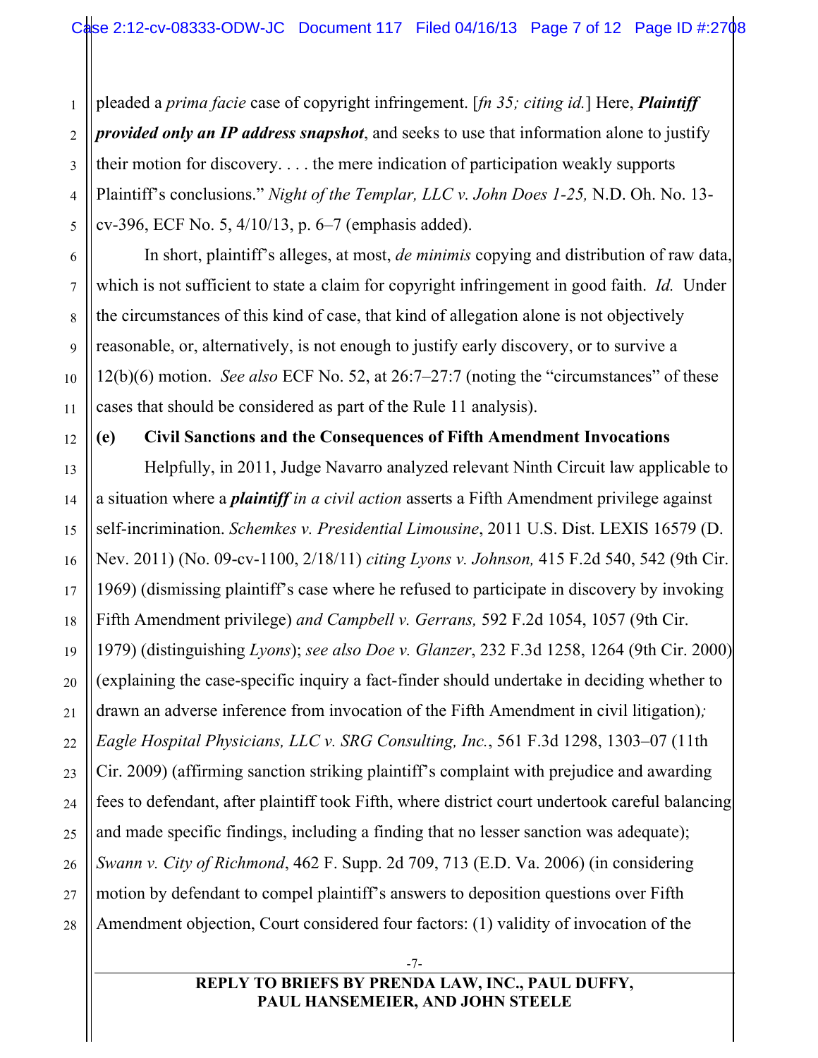pleaded a *prima facie* case of copyright infringement. [*fn 35; citing id.*] Here, ***Plaintiff provided only an IP address snapshot***, and seeks to use that information alone to justify their motion for discovery. . . . the mere indication of participation weakly supports Plaintiff's conclusions." *Night of the Templar, LLC v. John Does 1-25,* N.D. Oh. No. 13-cv-396, ECF No. 5, 4/10/13, p. 6–7 (emphasis added).

In short, plaintiff's alleges, at most, *de minimis* copying and distribution of raw data, which is not sufficient to state a claim for copyright infringement in good faith. *Id.* Under the circumstances of this kind of case, that kind of allegation alone is not objectively reasonable, or, alternatively, is not enough to justify early discovery, or to survive a 12(b)(6) motion. *See also* ECF No. 52, at 26:7–27:7 (noting the "circumstances" of these cases that should be considered as part of the Rule 11 analysis).

**(e) Civil Sanctions and the Consequences of Fifth Amendment Invocations**

Helpfully, in 2011, Judge Navarro analyzed relevant Ninth Circuit law applicable to a situation where a ***plaintiff** in a civil action* asserts a Fifth Amendment privilege against self-incrimination. *Schemkes v. Presidential Limousine*, 2011 U.S. Dist. LEXIS 16579 (D. Nev. 2011) (No. 09-cv-1100, 2/18/11) *citing Lyons v. Johnson,* 415 F.2d 540, 542 (9th Cir. 1969) (dismissing plaintiff's case where he refused to participate in discovery by invoking Fifth Amendment privilege) *and Campbell v. Gerrans,* 592 F.2d 1054, 1057 (9th Cir. 1979) (distinguishing *Lyons*); *see also Doe v. Glanzer*, 232 F.3d 1258, 1264 (9th Cir. 2000) (explaining the case-specific inquiry a fact-finder should undertake in deciding whether to drawn an adverse inference from invocation of the Fifth Amendment in civil litigation); *Eagle Hospital Physicians, LLC v. SRG Consulting, Inc.*, 561 F.3d 1298, 1303–07 (11th Cir. 2009) (affirming sanction striking plaintiff's complaint with prejudice and awarding fees to defendant, after plaintiff took Fifth, where district court undertook careful balancing and made specific findings, including a finding that no lesser sanction was adequate); *Swann v. City of Richmond*, 462 F. Supp. 2d 709, 713 (E.D. Va. 2006) (in considering motion by defendant to compel plaintiff's answers to deposition questions over Fifth Amendment objection, Court considered four factors: (1) validity of invocation of the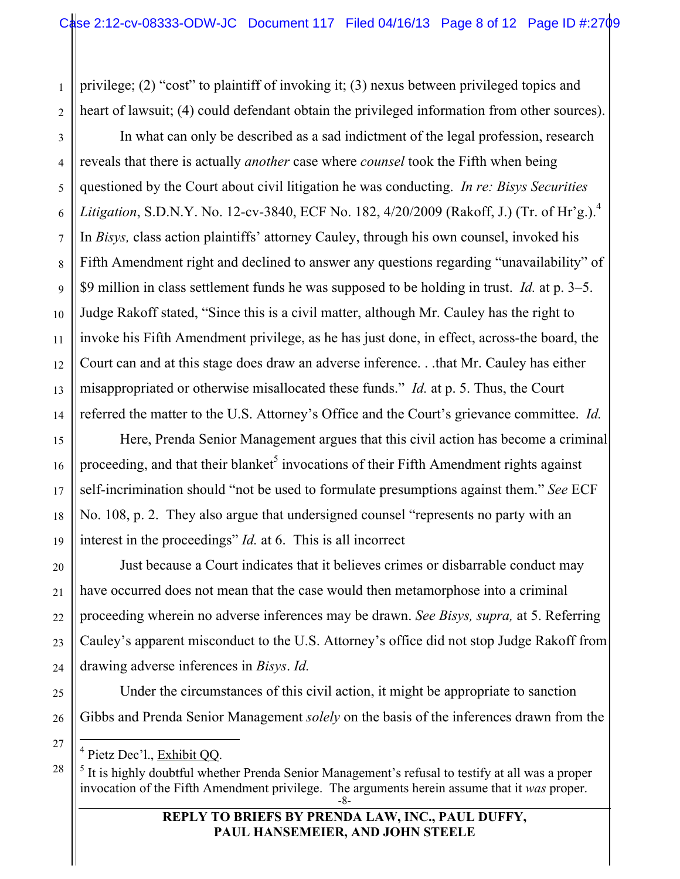privilege; (2) "cost" to plaintiff of invoking it; (3) nexus between privileged topics and heart of lawsuit; (4) could defendant obtain the privileged information from other sources).

In what can only be described as a sad indictment of the legal profession, research reveals that there is actually *another* case where *counsel* took the Fifth when being questioned by the Court about civil litigation he was conducting. *In re: Bisys Securities Litigation*, S.D.N.Y. No. 12-cv-3840, ECF No. 182, 4/20/2009 (Rakoff, J.) (Tr. of Hr'g.).[4] In *Bisys,* class action plaintiffs' attorney Cauley, through his own counsel, invoked his Fifth Amendment right and declined to answer any questions regarding "unavailability" of $9 million in class settlement funds he was supposed to be holding in trust. *Id.* at p. 3–5. Judge Rakoff stated, "Since this is a civil matter, although Mr. Cauley has the right to invoke his Fifth Amendment privilege, as he has just done, in effect, across-the board, the Court can and at this stage does draw an adverse inference. . .that Mr. Cauley has either misappropriated or otherwise misallocated these funds." *Id.* at p. 5. Thus, the Court referred the matter to the U.S. Attorney's Office and the Court's grievance committee. *Id.*

Here, Prenda Senior Management argues that this civil action has become a criminal proceeding, and that their blanket[5] invocations of their Fifth Amendment rights against self-incrimination should "not be used to formulate presumptions against them." *See* ECF No. 108, p. 2. They also argue that undersigned counsel "represents no party with an interest in the proceedings" *Id.* at 6. This is all incorrect

Just because a Court indicates that it believes crimes or disbarrable conduct may have occurred does not mean that the case would then metamorphose into a criminal proceeding wherein no adverse inferences may be drawn. *See Bisys, supra,* at 5. Referring Cauley's apparent misconduct to the U.S. Attorney's office did not stop Judge Rakoff from drawing adverse inferences in *Bisys*. *Id.*

Under the circumstances of this civil action, it might be appropriate to sanction Gibbs and Prenda Senior Management *solely* on the basis of the inferences drawn from the

---

[4] Pietz Dec'l., Exhibit QQ.

[5] It is highly doubtful whether Prenda Senior Management's refusal to testify at all was a proper invocation of the Fifth Amendment privilege. The arguments herein assume that it *was* proper.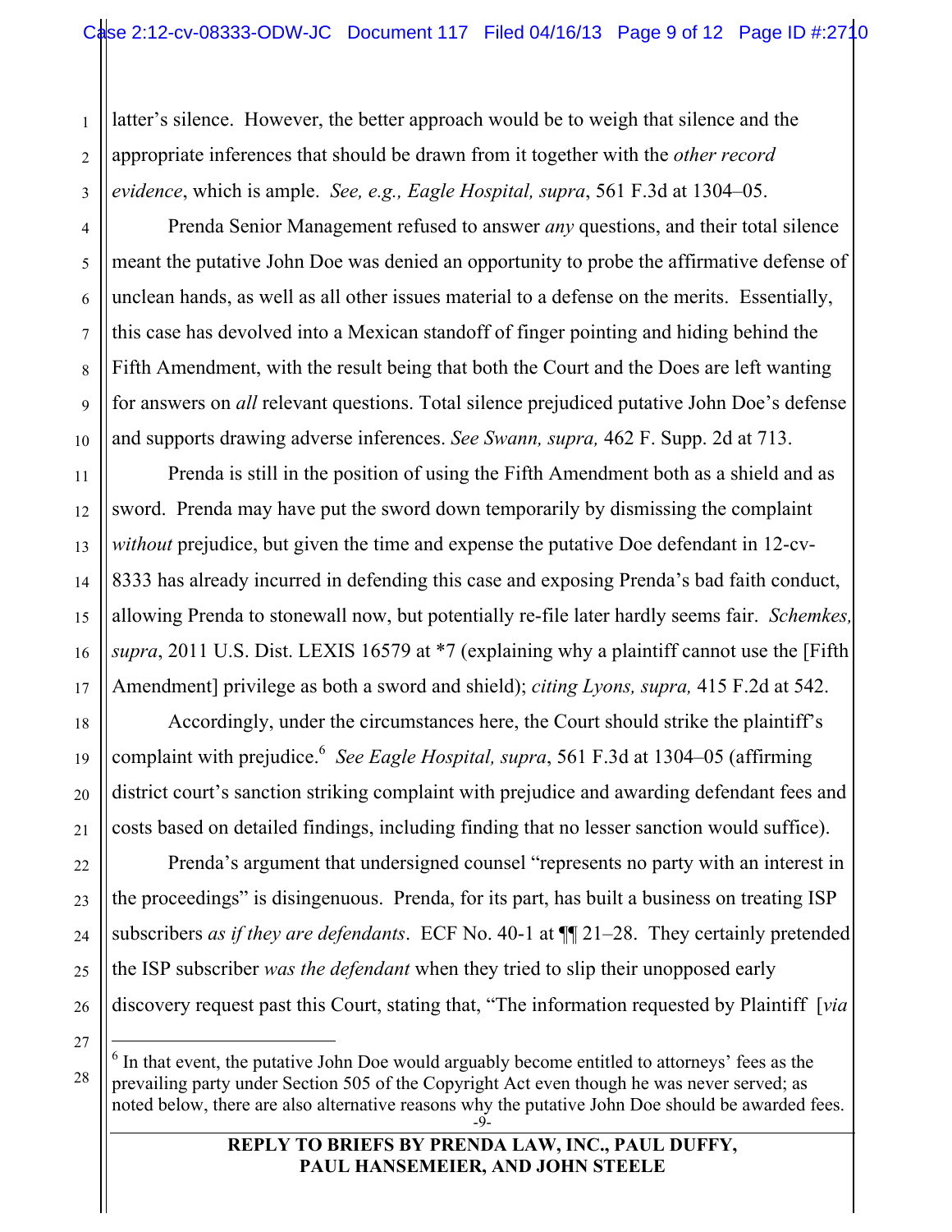latter's silence. However, the better approach would be to weigh that silence and the appropriate inferences that should be drawn from it together with the *other record evidence*, which is ample. *See, e.g., Eagle Hospital, supra*, 561 F.3d at 1304–05.

Prenda Senior Management refused to answer *any* questions, and their total silence meant the putative John Doe was denied an opportunity to probe the affirmative defense of unclean hands, as well as all other issues material to a defense on the merits. Essentially, this case has devolved into a Mexican standoff of finger pointing and hiding behind the Fifth Amendment, with the result being that both the Court and the Does are left wanting for answers on *all* relevant questions. Total silence prejudiced putative John Doe's defense and supports drawing adverse inferences. *See Swann, supra,* 462 F. Supp. 2d at 713.

Prenda is still in the position of using the Fifth Amendment both as a shield and as sword. Prenda may have put the sword down temporarily by dismissing the complaint *without* prejudice, but given the time and expense the putative Doe defendant in 12-cv-8333 has already incurred in defending this case and exposing Prenda's bad faith conduct, allowing Prenda to stonewall now, but potentially re-file later hardly seems fair. *Schemkes, supra*, 2011 U.S. Dist. LEXIS 16579 at *7 (explaining why a plaintiff cannot use the [Fifth Amendment] privilege as both a sword and shield); *citing Lyons, supra,* 415 F.2d at 542.

Accordingly, under the circumstances here, the Court should strike the plaintiff's complaint with prejudice.[6] *See Eagle Hospital, supra*, 561 F.3d at 1304–05 (affirming district court's sanction striking complaint with prejudice and awarding defendant fees and costs based on detailed findings, including finding that no lesser sanction would suffice).

Prenda's argument that undersigned counsel "represents no party with an interest in the proceedings" is disingenuous. Prenda, for its part, has built a business on treating ISP subscribers *as if they are defendants*. ECF No. 40-1 at ¶¶ 21–28. They certainly pretended the ISP subscriber *was the defendant* when they tried to slip their unopposed early discovery request past this Court, stating that, "The information requested by Plaintiff [*via*

---

[6] In that event, the putative John Doe would arguably become entitled to attorneys' fees as the prevailing party under Section 505 of the Copyright Act even though he was never served; as noted below, there are also alternative reasons why the putative John Doe should be awarded fees.

**REPLY TO BRIEFS BY PRENDA LAW, INC., PAUL DUFFY, PAUL HANSEMEIER, AND JOHN STEELE**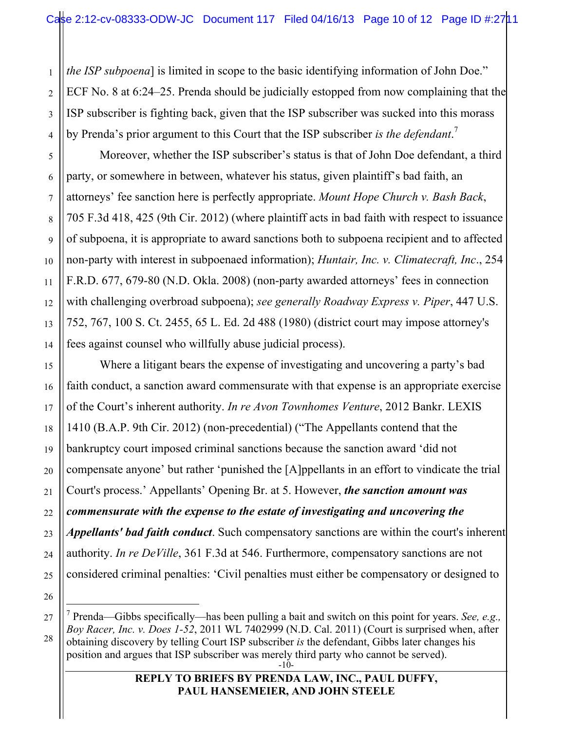*the ISP subpoena*] is limited in scope to the basic identifying information of John Doe." ECF No. 8 at 6:24–25. Prenda should be judicially estopped from now complaining that the ISP subscriber is fighting back, given that the ISP subscriber was sucked into this morass by Prenda's prior argument to this Court that the ISP subscriber *is the defendant*.[7]

Moreover, whether the ISP subscriber's status is that of John Doe defendant, a third party, or somewhere in between, whatever his status, given plaintiff's bad faith, an attorneys' fee sanction here is perfectly appropriate. *Mount Hope Church v. Bash Back*, 705 F.3d 418, 425 (9th Cir. 2012) (where plaintiff acts in bad faith with respect to issuance of subpoena, it is appropriate to award sanctions both to subpoena recipient and to affected non-party with interest in subpoenaed information); *Huntair, Inc. v. Climatecraft, Inc*., 254 F.R.D. 677, 679-80 (N.D. Okla. 2008) (non-party awarded attorneys' fees in connection with challenging overbroad subpoena); *see generally Roadway Express v. Piper*, 447 U.S. 752, 767, 100 S. Ct. 2455, 65 L. Ed. 2d 488 (1980) (district court may impose attorney's fees against counsel who willfully abuse judicial process).

Where a litigant bears the expense of investigating and uncovering a party's bad faith conduct, a sanction award commensurate with that expense is an appropriate exercise of the Court's inherent authority. *In re Avon Townhomes Venture*, 2012 Bankr. LEXIS 1410 (B.A.P. 9th Cir. 2012) (non-precedential) ("The Appellants contend that the bankruptcy court imposed criminal sanctions because the sanction award 'did not compensate anyone' but rather 'punished the [A]ppellants in an effort to vindicate the trial Court's process.' Appellants' Opening Br. at 5. However, ***the sanction amount was commensurate with the expense to the estate of investigating and uncovering the Appellants' bad faith conduct***. Such compensatory sanctions are within the court's inherent authority. *In re DeVille*, 361 F.3d at 546. Furthermore, compensatory sanctions are not considered criminal penalties: 'Civil penalties must either be compensatory or designed to

---

[7] Prenda—Gibbs specifically—has been pulling a bait and switch on this point for years. *See, e.g., Boy Racer, Inc. v. Does 1-52*, 2011 WL 7402999 (N.D. Cal. 2011) (Court is surprised when, after obtaining discovery by telling Court ISP subscriber *is* the defendant, Gibbs later changes his position and argues that ISP subscriber was merely third party who cannot be served).

**REPLY TO BRIEFS BY PRENDA LAW, INC., PAUL DUFFY, PAUL HANSEMEIER, AND JOHN STEELE**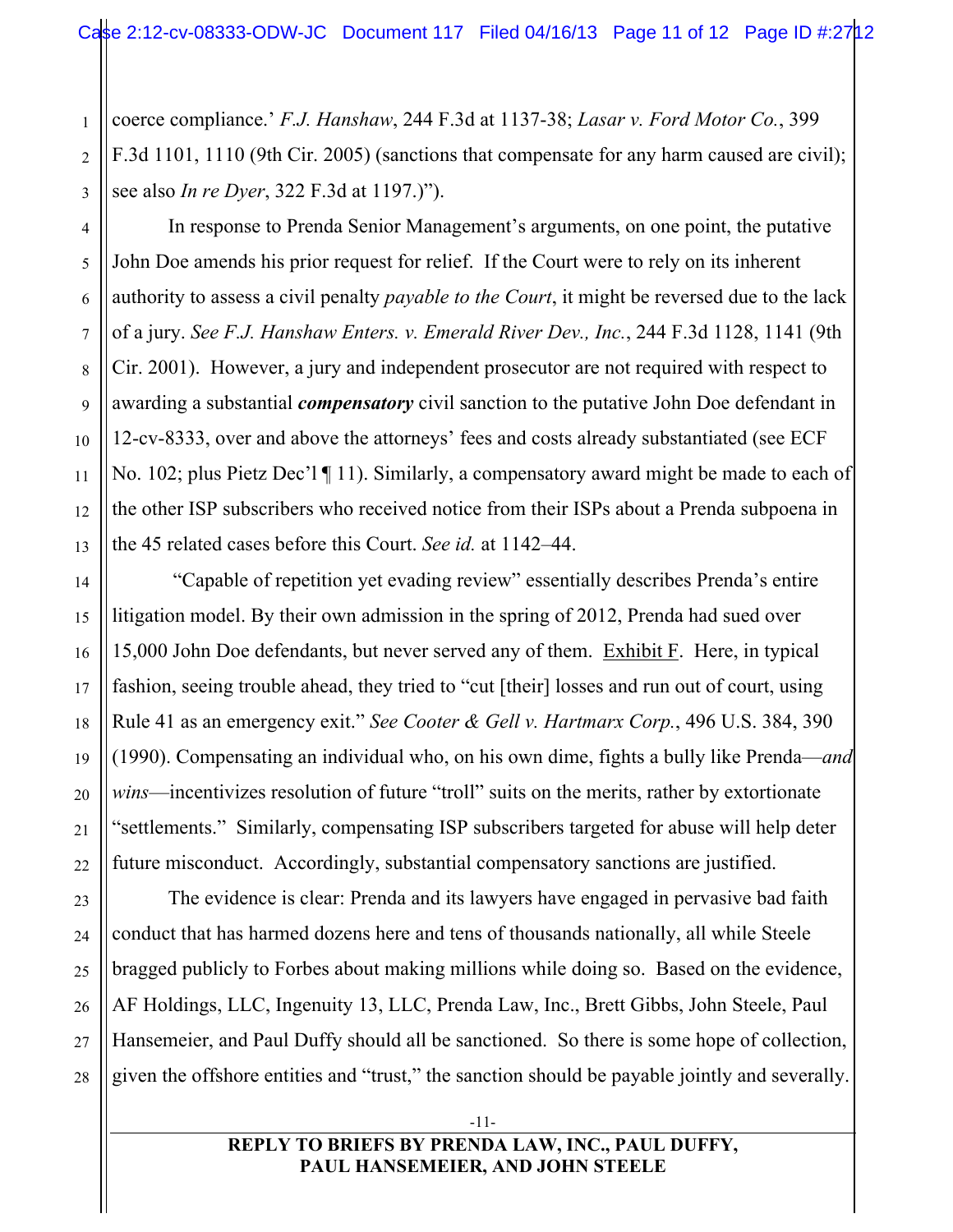coerce compliance.' *F.J. Hanshaw*, 244 F.3d at 1137-38; *Lasar v. Ford Motor Co.*, 399 F.3d 1101, 1110 (9th Cir. 2005) (sanctions that compensate for any harm caused are civil); see also *In re Dyer*, 322 F.3d at 1197.)").

In response to Prenda Senior Management's arguments, on one point, the putative John Doe amends his prior request for relief. If the Court were to rely on its inherent authority to assess a civil penalty *payable to the Court*, it might be reversed due to the lack of a jury. *See F.J. Hanshaw Enters. v. Emerald River Dev., Inc.*, 244 F.3d 1128, 1141 (9th Cir. 2001). However, a jury and independent prosecutor are not required with respect to awarding a substantial ***compensatory*** civil sanction to the putative John Doe defendant in 12-cv-8333, over and above the attorneys' fees and costs already substantiated (see ECF No. 102; plus Pietz Dec'l ¶ 11). Similarly, a compensatory award might be made to each of the other ISP subscribers who received notice from their ISPs about a Prenda subpoena in the 45 related cases before this Court. *See id.* at 1142–44.

"Capable of repetition yet evading review" essentially describes Prenda's entire litigation model. By their own admission in the spring of 2012, Prenda had sued over 15,000 John Doe defendants, but never served any of them. Exhibit F. Here, in typical fashion, seeing trouble ahead, they tried to "cut [their] losses and run out of court, using Rule 41 as an emergency exit." *See Cooter & Gell v. Hartmarx Corp.*, 496 U.S. 384, 390 (1990). Compensating an individual who, on his own dime, fights a bully like Prenda—*and wins*—incentivizes resolution of future "troll" suits on the merits, rather by extortionate "settlements." Similarly, compensating ISP subscribers targeted for abuse will help deter future misconduct. Accordingly, substantial compensatory sanctions are justified.

The evidence is clear: Prenda and its lawyers have engaged in pervasive bad faith conduct that has harmed dozens here and tens of thousands nationally, all while Steele bragged publicly to Forbes about making millions while doing so. Based on the evidence, AF Holdings, LLC, Ingenuity 13, LLC, Prenda Law, Inc., Brett Gibbs, John Steele, Paul Hansemeier, and Paul Duffy should all be sanctioned. So there is some hope of collection, given the offshore entities and "trust," the sanction should be payable jointly and severally.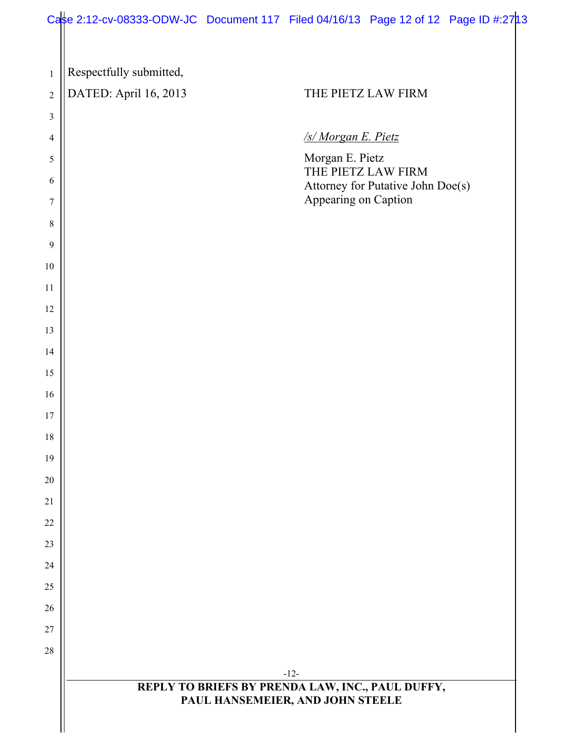Respectfully submitted,

DATED: April 16, 2013

THE PIETZ LAW FIRM

*/s/ Morgan E. Pietz*

Morgan E. Pietz
THE PIETZ LAW FIRM
Attorney for Putative John Doe(s)
Appearing on Caption